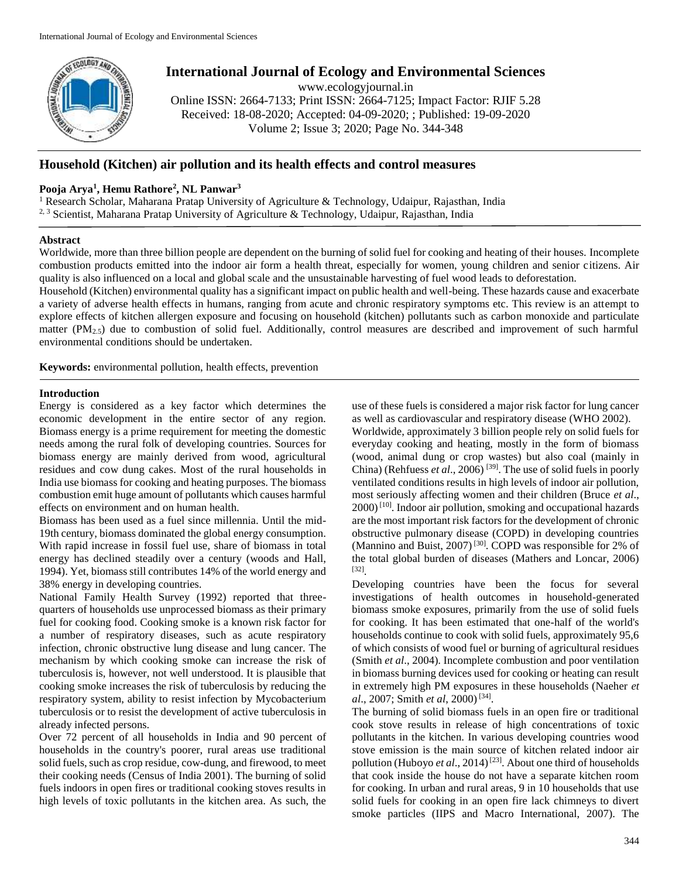# Household (Kitchen) air pollution and its health effects and control measures

**Pooja Arya[1], Hemu Rathore[2], NL Panwar[3]**

[1] Research Scholar, Maharana Pratap University of Agriculture & Technology, Udaipur, Rajasthan, India
[2, 3] Scientist, Maharana Pratap University of Agriculture & Technology, Udaipur, Rajasthan, India

## Abstract

Worldwide, more than three billion people are dependent on the burning of solid fuel for cooking and heating of their houses. Incomplete combustion products emitted into the indoor air form a health threat, especially for women, young children and senior citizens. Air quality is also influenced on a local and global scale and the unsustainable harvesting of fuel wood leads to deforestation.

Household (Kitchen) environmental quality has a significant impact on public health and well-being. These hazards cause and exacerbate a variety of adverse health effects in humans, ranging from acute and chronic respiratory symptoms etc. This review is an attempt to explore effects of kitchen allergen exposure and focusing on household (kitchen) pollutants such as carbon monoxide and particulate matter ($PM_{2.5}$) due to combustion of solid fuel. Additionally, control measures are described and improvement of such harmful environmental conditions should be undertaken.

**Keywords:** environmental pollution, health effects, prevention

## Introduction

Energy is considered as a key factor which determines the economic development in the entire sector of any region. Biomass energy is a prime requirement for meeting the domestic needs among the rural folk of developing countries. Sources for biomass energy are mainly derived from wood, agricultural residues and cow dung cakes. Most of the rural households in India use biomass for cooking and heating purposes. The biomass combustion emit huge amount of pollutants which causes harmful effects on environment and on human health.

Biomass has been used as a fuel since millennia. Until the mid-19th century, biomass dominated the global energy consumption. With rapid increase in fossil fuel use, share of biomass in total energy has declined steadily over a century (woods and Hall, 1994). Yet, biomass still contributes 14% of the world energy and 38% energy in developing countries.

National Family Health Survey (1992) reported that three-quarters of households use unprocessed biomass as their primary fuel for cooking food. Cooking smoke is a known risk factor for a number of respiratory diseases, such as acute respiratory infection, chronic obstructive lung disease and lung cancer. The mechanism by which cooking smoke can increase the risk of tuberculosis is, however, not well understood. It is plausible that cooking smoke increases the risk of tuberculosis by reducing the respiratory system, ability to resist infection by Mycobacterium tuberculosis or to resist the development of active tuberculosis in already infected persons.

Over 72 percent of all households in India and 90 percent of households in the country's poorer, rural areas use traditional solid fuels, such as crop residue, cow-dung, and firewood, to meet their cooking needs (Census of India 2001). The burning of solid fuels indoors in open fires or traditional cooking stoves results in high levels of toxic pollutants in the kitchen area. As such, the use of these fuels is considered a major risk factor for lung cancer as well as cardiovascular and respiratory disease (WHO 2002).

Worldwide, approximately 3 billion people rely on solid fuels for everyday cooking and heating, mostly in the form of biomass (wood, animal dung or crop wastes) but also coal (mainly in China) (Rehfuess *et al*., 2006) [39]. The use of solid fuels in poorly ventilated conditions results in high levels of indoor air pollution, most seriously affecting women and their children (Bruce *et al*., 2000) [10]. Indoor air pollution, smoking and occupational hazards are the most important risk factors for the development of chronic obstructive pulmonary disease (COPD) in developing countries (Mannino and Buist, 2007) [30]. COPD was responsible for 2% of the total global burden of diseases (Mathers and Loncar, 2006) [32].

Developing countries have been the focus for several investigations of health outcomes in household-generated biomass smoke exposures, primarily from the use of solid fuels for cooking. It has been estimated that one-half of the world's households continue to cook with solid fuels, approximately 95,6 of which consists of wood fuel or burning of agricultural residues (Smith *et al*., 2004). Incomplete combustion and poor ventilation in biomass burning devices used for cooking or heating can result in extremely high PM exposures in these households (Naeher *et al*., 2007; Smith *et al*, 2000) [34].

The burning of solid biomass fuels in an open fire or traditional cook stove results in release of high concentrations of toxic pollutants in the kitchen. In various developing countries wood stove emission is the main source of kitchen related indoor air pollution (Huboyo *et al*., 2014) [23]. About one third of households that cook inside the house do not have a separate kitchen room for cooking. In urban and rural areas, 9 in 10 households that use solid fuels for cooking in an open fire lack chimneys to divert smoke particles (IIPS and Macro International, 2007). The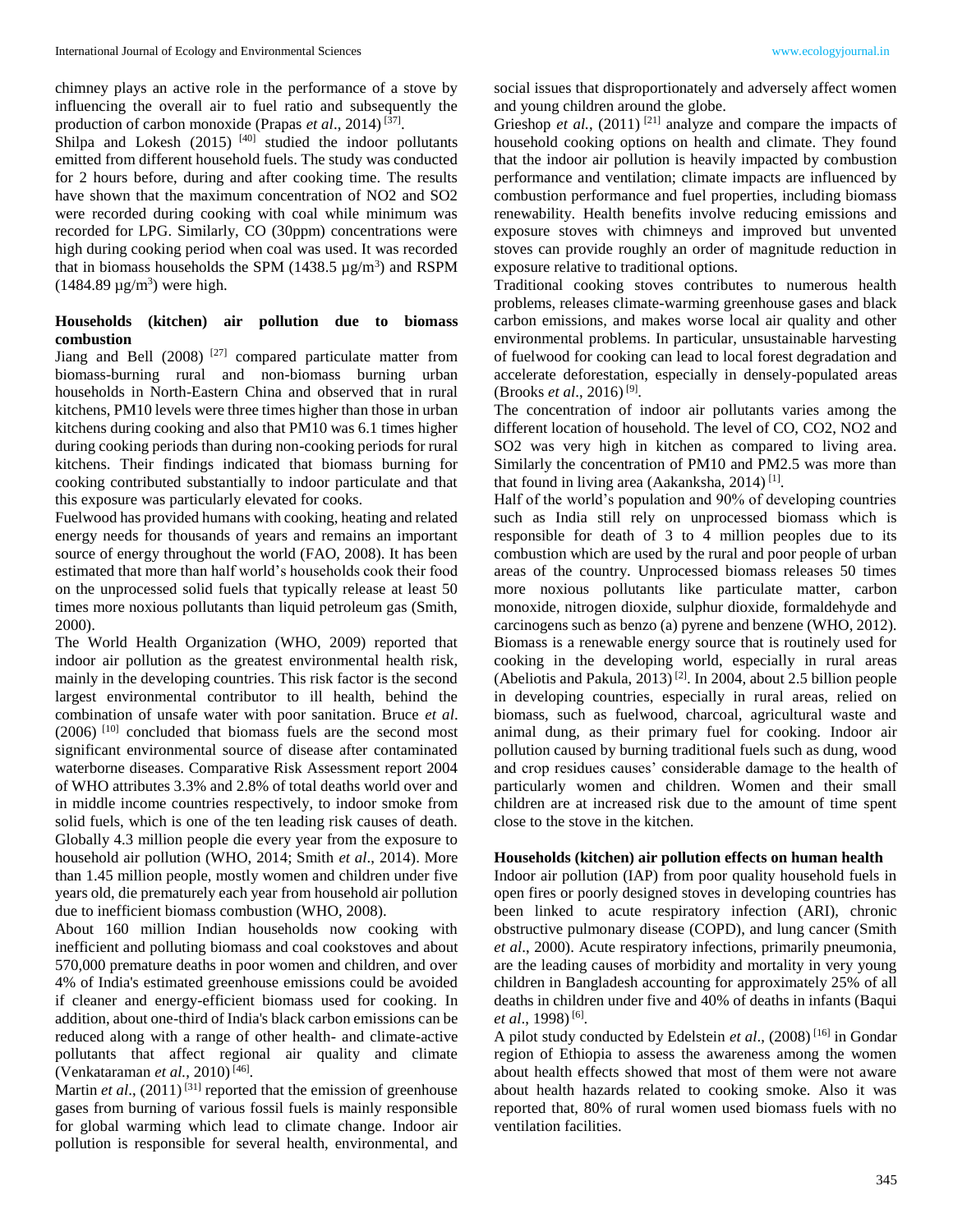chimney plays an active role in the performance of a stove by influencing the overall air to fuel ratio and subsequently the production of carbon monoxide (Prapas *et al*., 2014) [37].

Shilpa and Lokesh (2015) [40] studied the indoor pollutants emitted from different household fuels. The study was conducted for 2 hours before, during and after cooking time. The results have shown that the maximum concentration of $NO_2$ and $SO_2$ were recorded during cooking with coal while minimum was recorded for LPG. Similarly, CO (30ppm) concentrations were high during cooking period when coal was used. It was recorded that in biomass households the SPM (1438.5 $\mu g/m^3$) and RSPM (1484.89 $\mu g/m^3$) were high.

**Households (kitchen) air pollution due to biomass combustion**

Jiang and Bell (2008) [27] compared particulate matter from biomass-burning rural and non-biomass burning urban households in North-Eastern China and observed that in rural kitchens, PM10 levels were three times higher than those in urban kitchens during cooking and also that PM10 was 6.1 times higher during cooking periods than during non-cooking periods for rural kitchens. Their findings indicated that biomass burning for cooking contributed substantially to indoor particulate and that this exposure was particularly elevated for cooks.

Fuelwood has provided humans with cooking, heating and related energy needs for thousands of years and remains an important source of energy throughout the world (FAO, 2008). It has been estimated that more than half world's households cook their food on the unprocessed solid fuels that typically release at least 50 times more noxious pollutants than liquid petroleum gas (Smith, 2000).

The World Health Organization (WHO, 2009) reported that indoor air pollution as the greatest environmental health risk, mainly in the developing countries. This risk factor is the second largest environmental contributor to ill health, behind the combination of unsafe water with poor sanitation. Bruce *et al*. (2006) [10] concluded that biomass fuels are the second most significant environmental source of disease after contaminated waterborne diseases. Comparative Risk Assessment report 2004 of WHO attributes 3.3% and 2.8% of total deaths world over and in middle income countries respectively, to indoor smoke from solid fuels, which is one of the ten leading risk causes of death. Globally 4.3 million people die every year from the exposure to household air pollution (WHO, 2014; Smith *et al*., 2014). More than 1.45 million people, mostly women and children under five years old, die prematurely each year from household air pollution due to inefficient biomass combustion (WHO, 2008).

About 160 million Indian households now cooking with inefficient and polluting biomass and coal cookstoves and about 570,000 premature deaths in poor women and children, and over 4% of India's estimated greenhouse emissions could be avoided if cleaner and energy-efficient biomass used for cooking. In addition, about one-third of India's black carbon emissions can be reduced along with a range of other health- and climate-active pollutants that affect regional air quality and climate (Venkataraman *et al.*, 2010) [46].

Martin *et al*., (2011) [31] reported that the emission of greenhouse gases from burning of various fossil fuels is mainly responsible for global warming which lead to climate change. Indoor air pollution is responsible for several health, environmental, and social issues that disproportionately and adversely affect women and young children around the globe.

Grieshop *et al.*, (2011) [21] analyze and compare the impacts of household cooking options on health and climate. They found that the indoor air pollution is heavily impacted by combustion performance and ventilation; climate impacts are influenced by combustion performance and fuel properties, including biomass renewability. Health benefits involve reducing emissions and exposure stoves with chimneys and improved but unvented stoves can provide roughly an order of magnitude reduction in exposure relative to traditional options.

Traditional cooking stoves contributes to numerous health problems, releases climate-warming greenhouse gases and black carbon emissions, and makes worse local air quality and other environmental problems. In particular, unsustainable harvesting of fuelwood for cooking can lead to local forest degradation and accelerate deforestation, especially in densely-populated areas (Brooks *et al*., 2016) [9].

The concentration of indoor air pollutants varies among the different location of household. The level of CO, $CO_2$, $NO_2$ and $SO_2$ was very high in kitchen as compared to living area. Similarly the concentration of PM10 and PM2.5 was more than that found in living area (Aakanksha, 2014) [1].

Half of the world's population and 90% of developing countries such as India still rely on unprocessed biomass which is responsible for death of 3 to 4 million peoples due to its combustion which are used by the rural and poor people of urban areas of the country. Unprocessed biomass releases 50 times more noxious pollutants like particulate matter, carbon monoxide, nitrogen dioxide, sulphur dioxide, formaldehyde and carcinogens such as benzo (a) pyrene and benzene (WHO, 2012). Biomass is a renewable energy source that is routinely used for cooking in the developing world, especially in rural areas (Abeliotis and Pakula, 2013) [2]. In 2004, about 2.5 billion people in developing countries, especially in rural areas, relied on biomass, such as fuelwood, charcoal, agricultural waste and animal dung, as their primary fuel for cooking. Indoor air pollution caused by burning traditional fuels such as dung, wood and crop residues causes' considerable damage to the health of particularly women and children. Women and their small children are at increased risk due to the amount of time spent close to the stove in the kitchen.

**Households (kitchen) air pollution effects on human health**

Indoor air pollution (IAP) from poor quality household fuels in open fires or poorly designed stoves in developing countries has been linked to acute respiratory infection (ARI), chronic obstructive pulmonary disease (COPD), and lung cancer (Smith *et al*., 2000). Acute respiratory infections, primarily pneumonia, are the leading causes of morbidity and mortality in very young children in Bangladesh accounting for approximately 25% of all deaths in children under five and 40% of deaths in infants (Baqui *et al*., 1998) [6].

A pilot study conducted by Edelstein *et al*., (2008) [16] in Gondar region of Ethiopia to assess the awareness among the women about health effects showed that most of them were not aware about health hazards related to cooking smoke. Also it was reported that, 80% of rural women used biomass fuels with no ventilation facilities.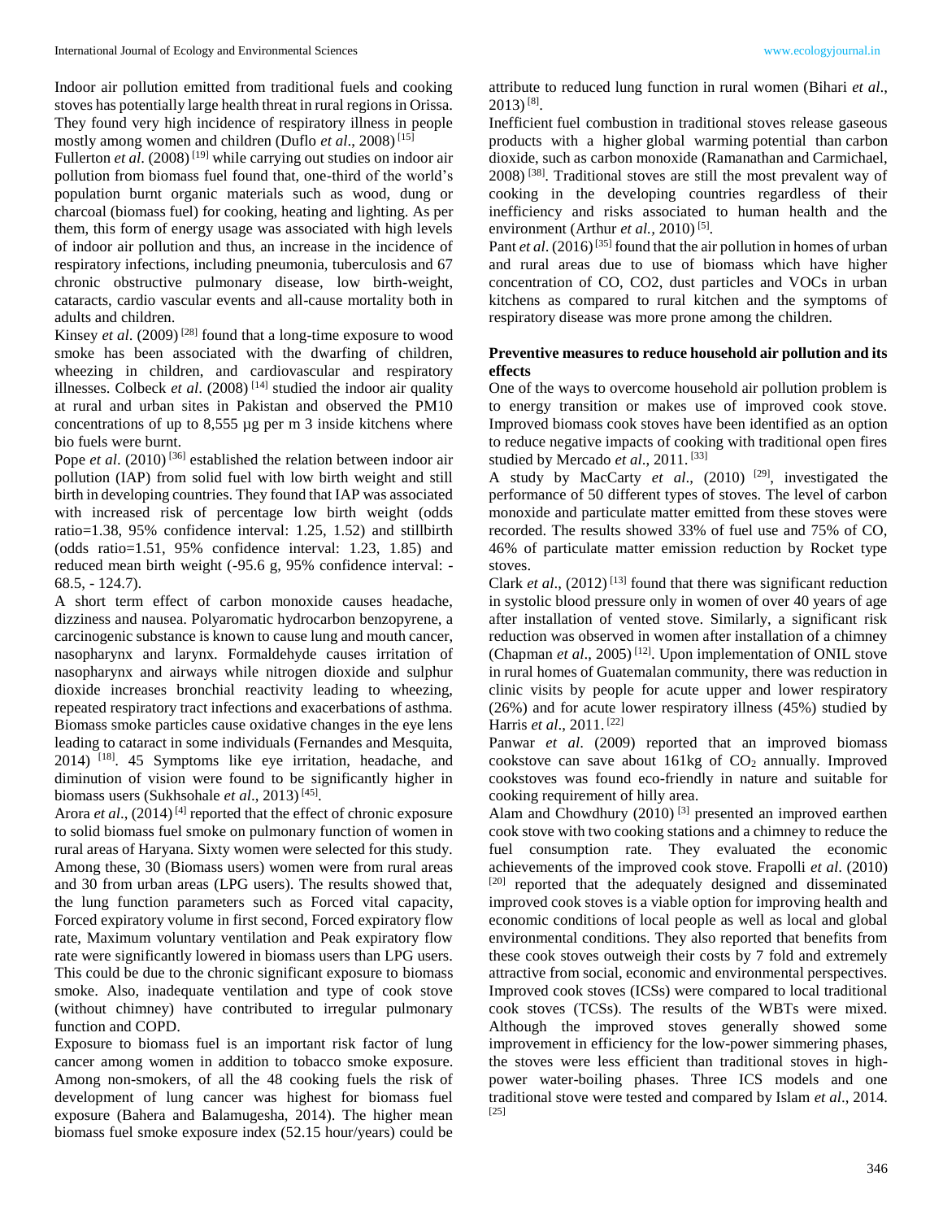Indoor air pollution emitted from traditional fuels and cooking stoves has potentially large health threat in rural regions in Orissa. They found very high incidence of respiratory illness in people mostly among women and children (Duflo *et al*., 2008) [15]

Fullerton *et al*. (2008) [19] while carrying out studies on indoor air pollution from biomass fuel found that, one-third of the world's population burnt organic materials such as wood, dung or charcoal (biomass fuel) for cooking, heating and lighting. As per them, this form of energy usage was associated with high levels of indoor air pollution and thus, an increase in the incidence of respiratory infections, including pneumonia, tuberculosis and 67 chronic obstructive pulmonary disease, low birth-weight, cataracts, cardio vascular events and all-cause mortality both in adults and children.

Kinsey *et al*. (2009) [28] found that a long-time exposure to wood smoke has been associated with the dwarfing of children, wheezing in children, and cardiovascular and respiratory illnesses. Colbeck *et al*. (2008) [14] studied the indoor air quality at rural and urban sites in Pakistan and observed the PM10 concentrations of up to 8,555 µg per m 3 inside kitchens where bio fuels were burnt.

Pope *et al*. (2010) [36] established the relation between indoor air pollution (IAP) from solid fuel with low birth weight and still birth in developing countries. They found that IAP was associated with increased risk of percentage low birth weight (odds ratio=1.38, 95% confidence interval: 1.25, 1.52) and stillbirth (odds ratio=1.51, 95% confidence interval: 1.23, 1.85) and reduced mean birth weight (-95.6 g, 95% confidence interval: -68.5, - 124.7).

A short term effect of carbon monoxide causes headache, dizziness and nausea. Polyaromatic hydrocarbon benzopyrene, a carcinogenic substance is known to cause lung and mouth cancer, nasopharynx and larynx. Formaldehyde causes irritation of nasopharynx and airways while nitrogen dioxide and sulphur dioxide increases bronchial reactivity leading to wheezing, repeated respiratory tract infections and exacerbations of asthma. Biomass smoke particles cause oxidative changes in the eye lens leading to cataract in some individuals (Fernandes and Mesquita, 2014) [18]. 45 Symptoms like eye irritation, headache, and diminution of vision were found to be significantly higher in biomass users (Sukhsohale *et al*., 2013) [45].

Arora *et al*., (2014) [4] reported that the effect of chronic exposure to solid biomass fuel smoke on pulmonary function of women in rural areas of Haryana. Sixty women were selected for this study. Among these, 30 (Biomass users) women were from rural areas and 30 from urban areas (LPG users). The results showed that, the lung function parameters such as Forced vital capacity, Forced expiratory volume in first second, Forced expiratory flow rate, Maximum voluntary ventilation and Peak expiratory flow rate were significantly lowered in biomass users than LPG users. This could be due to the chronic significant exposure to biomass smoke. Also, inadequate ventilation and type of cook stove (without chimney) have contributed to irregular pulmonary function and COPD.

Exposure to biomass fuel is an important risk factor of lung cancer among women in addition to tobacco smoke exposure. Among non-smokers, of all the 48 cooking fuels the risk of development of lung cancer was highest for biomass fuel exposure (Bahera and Balamugesha, 2014). The higher mean biomass fuel smoke exposure index (52.15 hour/years) could be attribute to reduced lung function in rural women (Bihari *et al*., 2013) [8].

Inefficient fuel combustion in traditional stoves release gaseous products with a higher global warming potential than carbon dioxide, such as carbon monoxide (Ramanathan and Carmichael, 2008) [38]. Traditional stoves are still the most prevalent way of cooking in the developing countries regardless of their inefficiency and risks associated to human health and the environment (Arthur *et al.*, 2010) [5].

Pant *et al*. (2016) [35] found that the air pollution in homes of urban and rural areas due to use of biomass which have higher concentration of CO, CO2, dust particles and VOCs in urban kitchens as compared to rural kitchen and the symptoms of respiratory disease was more prone among the children.

**Preventive measures to reduce household air pollution and its effects**

One of the ways to overcome household air pollution problem is to energy transition or makes use of improved cook stove. Improved biomass cook stoves have been identified as an option to reduce negative impacts of cooking with traditional open fires studied by Mercado *et al*., 2011. [33]

A study by MacCarty *et al*., (2010) [29], investigated the performance of 50 different types of stoves. The level of carbon monoxide and particulate matter emitted from these stoves were recorded. The results showed 33% of fuel use and 75% of CO, 46% of particulate matter emission reduction by Rocket type stoves.

Clark *et al*., (2012) [13] found that there was significant reduction in systolic blood pressure only in women of over 40 years of age after installation of vented stove. Similarly, a significant risk reduction was observed in women after installation of a chimney (Chapman *et al*., 2005) [12]. Upon implementation of ONIL stove in rural homes of Guatemalan community, there was reduction in clinic visits by people for acute upper and lower respiratory (26%) and for acute lower respiratory illness (45%) studied by Harris *et al*., 2011. [22]

Panwar *et al*. (2009) reported that an improved biomass cookstove can save about 161kg of $CO_2$ annually. Improved cookstoves was found eco-friendly in nature and suitable for cooking requirement of hilly area.

Alam and Chowdhury (2010) [3] presented an improved earthen cook stove with two cooking stations and a chimney to reduce the fuel consumption rate. They evaluated the economic achievements of the improved cook stove. Frapolli *et al*. (2010) [20] reported that the adequately designed and disseminated improved cook stoves is a viable option for improving health and economic conditions of local people as well as local and global environmental conditions. They also reported that benefits from these cook stoves outweigh their costs by 7 fold and extremely attractive from social, economic and environmental perspectives. Improved cook stoves (ICSs) were compared to local traditional cook stoves (TCSs). The results of the WBTs were mixed. Although the improved stoves generally showed some improvement in efficiency for the low-power simmering phases, the stoves were less efficient than traditional stoves in high-power water-boiling phases. Three ICS models and one traditional stove were tested and compared by Islam *et al*., 2014. [25]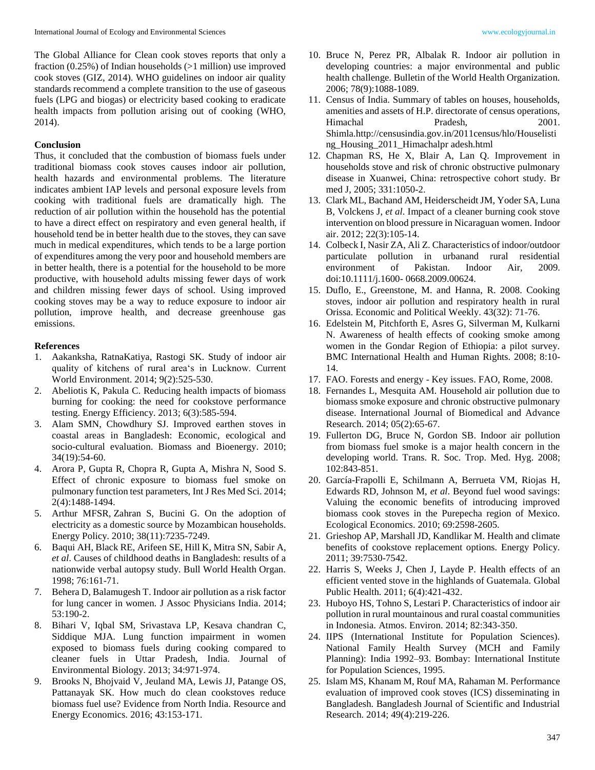The Global Alliance for Clean cook stoves reports that only a fraction (0.25%) of Indian households (>1 million) use improved cook stoves (GIZ, 2014). WHO guidelines on indoor air quality standards recommend a complete transition to the use of gaseous fuels (LPG and biogas) or electricity based cooking to eradicate health impacts from pollution arising out of cooking (WHO, 2014).

**Conclusion**

Thus, it concluded that the combustion of biomass fuels under traditional biomass cook stoves causes indoor air pollution, health hazards and environmental problems. The literature indicates ambient IAP levels and personal exposure levels from cooking with traditional fuels are dramatically high. The reduction of air pollution within the household has the potential to have a direct effect on respiratory and even general health, if household tend be in better health due to the stoves, they can save much in medical expenditures, which tends to be a large portion of expenditures among the very poor and household members are in better health, there is a potential for the household to be more productive, with household adults missing fewer days of work and children missing fewer days of school. Using improved cooking stoves may be a way to reduce exposure to indoor air pollution, improve health, and decrease greenhouse gas emissions.

**References**

1. Aakanksha, RatnaKatiya, Rastogi SK. Study of indoor air quality of kitchens of rural area's in Lucknow. Current World Environment. 2014; 9(2):525-530.
2. Abeliotis K, Pakula C. Reducing health impacts of biomass burning for cooking: the need for cookstove performance testing. Energy Efficiency. 2013; 6(3):585-594.
3. Alam SMN, Chowdhury SJ. Improved earthen stoves in coastal areas in Bangladesh: Economic, ecological and socio-cultural evaluation. Biomass and Bioenergy. 2010; 34(19):54-60.
4. Arora P, Gupta R, Chopra R, Gupta A, Mishra N, Sood S. Effect of chronic exposure to biomass fuel smoke on pulmonary function test parameters, Int J Res Med Sci. 2014; 2(4):1488-1494.
5. Arthur MFSR, Zahran S, Bucini G. On the adoption of electricity as a domestic source by Mozambican households. Energy Policy. 2010; 38(11):7235-7249.
6. Baqui AH, Black RE, Arifeen SE, Hill K, Mitra SN, Sabir A, *et al*. Causes of childhood deaths in Bangladesh: results of a nationwide verbal autopsy study. Bull World Health Organ. 1998; 76:161-71.
7. Behera D, Balamugesh T. Indoor air pollution as a risk factor for lung cancer in women. J Assoc Physicians India. 2014; 53:190-2.
8. Bihari V, Iqbal SM, Srivastava LP, Kesava chandran C, Siddique MJA. Lung function impairment in women exposed to biomass fuels during cooking compared to cleaner fuels in Uttar Pradesh, India. Journal of Environmental Biology. 2013; 34:971-974.
9. Brooks N, Bhojvaid V, Jeuland MA, Lewis JJ, Patange OS, Pattanayak SK. How much do clean cookstoves reduce biomass fuel use? Evidence from North India. Resource and Energy Economics. 2016; 43:153-171.
10. Bruce N, Perez PR, Albalak R. Indoor air pollution in developing countries: a major environmental and public health challenge. Bulletin of the World Health Organization. 2006; 78(9):1088-1089.
11. Census of India. Summary of tables on houses, households, amenities and assets of H.P. directorate of census operations, Himachal Pradesh, 2001. Shimla.http://censusindia.gov.in/2011census/hlo/Houselisting_Housing_2011_Himachalpr adesh.html
12. Chapman RS, He X, Blair A, Lan Q. Improvement in households stove and risk of chronic obstructive pulmonary disease in Xuanwei, China: retrospective cohort study. Br med J, 2005; 331:1050-2.
13. Clark ML, Bachand AM, Heiderscheidt JM, Yoder SA, Luna B, Volckens J, *et al*. Impact of a cleaner burning cook stove intervention on blood pressure in Nicaraguan women. Indoor air. 2012; 22(3):105-14.
14. Colbeck I, Nasir ZA, Ali Z. Characteristics of indoor/outdoor particulate pollution in urbanand rural residential environment of Pakistan. Indoor Air, 2009. doi:10.1111/j.1600- 0668.2009.00624.
15. Duflo, E., Greenstone, M. and Hanna, R. 2008. Cooking stoves, indoor air pollution and respiratory health in rural Orissa. Economic and Political Weekly. 43(32): 71-76.
16. Edelstein M, Pitchforth E, Asres G, Silverman M, Kulkarni N. Awareness of health effects of cooking smoke among women in the Gondar Region of Ethiopia: a pilot survey. BMC International Health and Human Rights. 2008; 8:10-14.
17. FAO. Forests and energy - Key issues. FAO, Rome, 2008.
18. Fernandes L, Mesquita AM. Household air pollution due to biomass smoke exposure and chronic obstructive pulmonary disease. International Journal of Biomedical and Advance Research. 2014; 05(2):65-67.
19. Fullerton DG, Bruce N, Gordon SB. Indoor air pollution from biomass fuel smoke is a major health concern in the developing world. Trans. R. Soc. Trop. Med. Hyg. 2008; 102:843-851.
20. García-Frapolli E, Schilmann A, Berrueta VM, Riojas H, Edwards RD, Johnson M, *et al*. Beyond fuel wood savings: Valuing the economic benefits of introducing improved biomass cook stoves in the Purepecha region of Mexico. Ecological Economics. 2010; 69:2598-2605.
21. Grieshop AP, Marshall JD, Kandlikar M. Health and climate benefits of cookstove replacement options. Energy Policy. 2011; 39:7530-7542.
22. Harris S, Weeks J, Chen J, Layde P. Health effects of an efficient vented stove in the highlands of Guatemala. Global Public Health. 2011; 6(4):421-432.
23. Huboyo HS, Tohno S, Lestari P. Characteristics of indoor air pollution in rural mountainous and rural coastal communities in Indonesia. Atmos. Environ. 2014; 82:343-350.
24. IIPS (International Institute for Population Sciences). National Family Health Survey (MCH and Family Planning): India 1992–93. Bombay: International Institute for Population Sciences, 1995.
25. Islam MS, Khanam M, Rouf MA, Rahaman M. Performance evaluation of improved cook stoves (ICS) disseminating in Bangladesh. Bangladesh Journal of Scientific and Industrial Research. 2014; 49(4):219-226.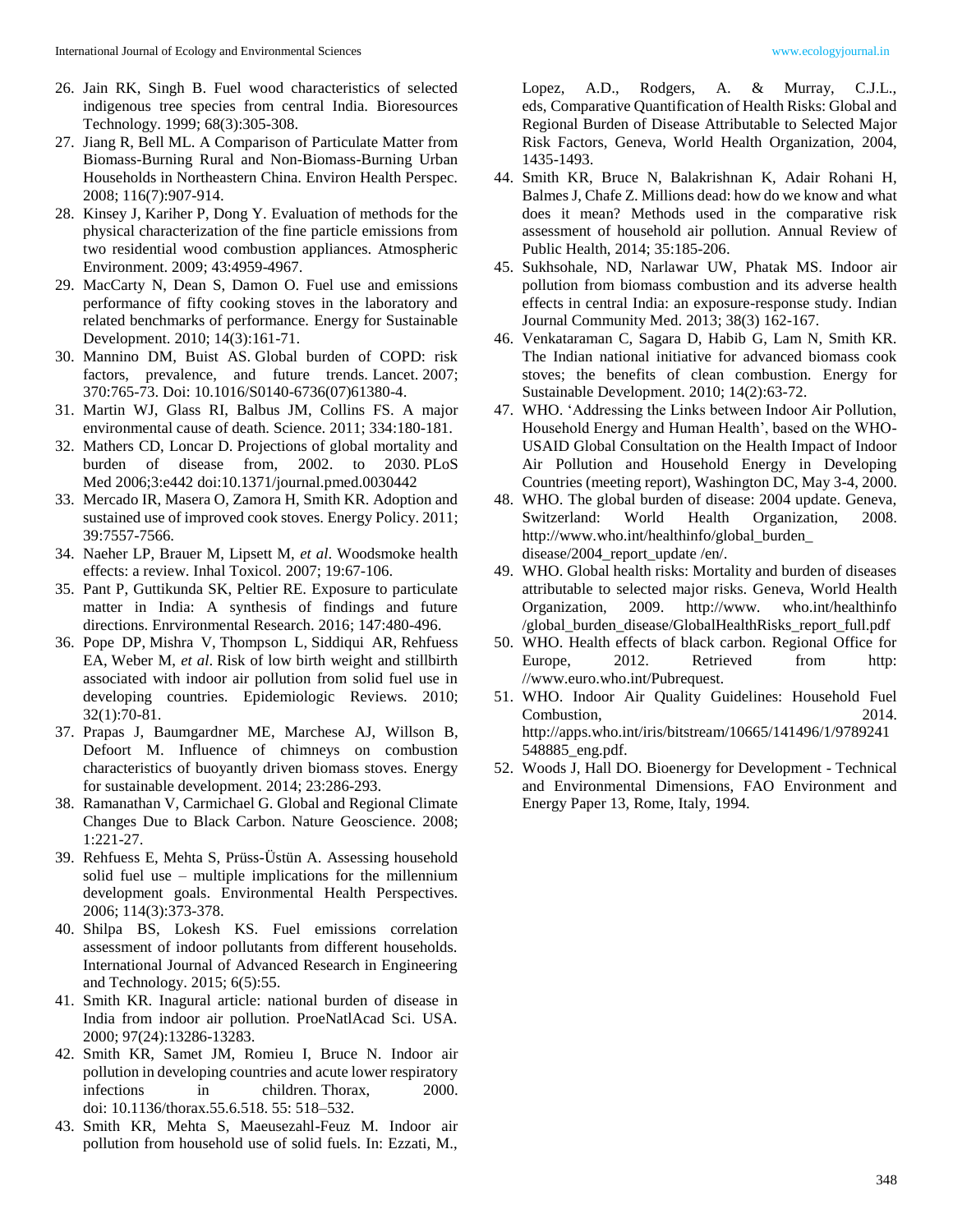26. Jain RK, Singh B. Fuel wood characteristics of selected indigenous tree species from central India. Bioresources Technology. 1999; 68(3):305-308.
27. Jiang R, Bell ML. A Comparison of Particulate Matter from Biomass-Burning Rural and Non-Biomass-Burning Urban Households in Northeastern China. Environ Health Perspec. 2008; 116(7):907-914.
28. Kinsey J, Kariher P, Dong Y. Evaluation of methods for the physical characterization of the fine particle emissions from two residential wood combustion appliances. Atmospheric Environment. 2009; 43:4959-4967.
29. MacCarty N, Dean S, Damon O. Fuel use and emissions performance of fifty cooking stoves in the laboratory and related benchmarks of performance. Energy for Sustainable Development. 2010; 14(3):161-71.
30. Mannino DM, Buist AS. Global burden of COPD: risk factors, prevalence, and future trends. Lancet. 2007; 370:765-73. Doi: 10.1016/S0140-6736(07)61380-4.
31. Martin WJ, Glass RI, Balbus JM, Collins FS. A major environmental cause of death. Science. 2011; 334:180-181.
32. Mathers CD, Loncar D. Projections of global mortality and burden of disease from, 2002. to 2030. PLoS Med 2006;3:e442 doi:10.1371/journal.pmed.0030442
33. Mercado IR, Masera O, Zamora H, Smith KR. Adoption and sustained use of improved cook stoves. Energy Policy. 2011; 39:7557-7566.
34. Naeher LP, Brauer M, Lipsett M, *et al*. Woodsmoke health effects: a review. Inhal Toxicol. 2007; 19:67-106.
35. Pant P, Guttikunda SK, Peltier RE. Exposure to particulate matter in India: A synthesis of findings and future directions. Enrvironmental Research. 2016; 147:480-496.
36. Pope DP, Mishra V, Thompson L, Siddiqui AR, Rehfuess EA, Weber M, *et al*. Risk of low birth weight and stillbirth associated with indoor air pollution from solid fuel use in developing countries. Epidemiologic Reviews. 2010; 32(1):70-81.
37. Prapas J, Baumgardner ME, Marchese AJ, Willson B, Defoort M. Influence of chimneys on combustion characteristics of buoyantly driven biomass stoves. Energy for sustainable development. 2014; 23:286-293.
38. Ramanathan V, Carmichael G. Global and Regional Climate Changes Due to Black Carbon. Nature Geoscience. 2008; 1:221-27.
39. Rehfuess E, Mehta S, Prüss-Üstün A. Assessing household solid fuel use – multiple implications for the millennium development goals. Environmental Health Perspectives. 2006; 114(3):373-378.
40. Shilpa BS, Lokesh KS. Fuel emissions correlation assessment of indoor pollutants from different households. International Journal of Advanced Research in Engineering and Technology. 2015; 6(5):55.
41. Smith KR. Inagural article: national burden of disease in India from indoor air pollution. ProeNatlAcad Sci. USA. 2000; 97(24):13286-13283.
42. Smith KR, Samet JM, Romieu I, Bruce N. Indoor air pollution in developing countries and acute lower respiratory infections in children. Thorax, 2000. doi: 10.1136/thorax.55.6.518. 55: 518–532.
43. Smith KR, Mehta S, Maeusezahl-Feuz M. Indoor air pollution from household use of solid fuels. In: Ezzati, M., Lopez, A.D., Rodgers, A. & Murray, C.J.L., eds, Comparative Quantification of Health Risks: Global and Regional Burden of Disease Attributable to Selected Major Risk Factors, Geneva, World Health Organization, 2004, 1435-1493.
44. Smith KR, Bruce N, Balakrishnan K, Adair Rohani H, Balmes J, Chafe Z. Millions dead: how do we know and what does it mean? Methods used in the comparative risk assessment of household air pollution. Annual Review of Public Health, 2014; 35:185-206.
45. Sukhsohale, ND, Narlawar UW, Phatak MS. Indoor air pollution from biomass combustion and its adverse health effects in central India: an exposure-response study. Indian Journal Community Med. 2013; 38(3) 162-167.
46. Venkataraman C, Sagara D, Habib G, Lam N, Smith KR. The Indian national initiative for advanced biomass cook stoves; the benefits of clean combustion. Energy for Sustainable Development. 2010; 14(2):63-72.
47. WHO. 'Addressing the Links between Indoor Air Pollution, Household Energy and Human Health', based on the WHO-USAID Global Consultation on the Health Impact of Indoor Air Pollution and Household Energy in Developing Countries (meeting report), Washington DC, May 3-4, 2000.
48. WHO. The global burden of disease: 2004 update. Geneva, Switzerland: World Health Organization, 2008. http://www.who.int/healthinfo/global_burden_disease/2004_report_update /en/.
49. WHO. Global health risks: Mortality and burden of diseases attributable to selected major risks. Geneva, World Health Organization, 2009. http://www. who.int/healthinfo /global_burden_disease/GlobalHealthRisks_report_full.pdf
50. WHO. Health effects of black carbon. Regional Office for Europe, 2012. Retrieved from http: //www.euro.who.int/Pubrequest.
51. WHO. Indoor Air Quality Guidelines: Household Fuel Combustion, 2014. http://apps.who.int/iris/bitstream/10665/141496/1/9789241548885_eng.pdf.
52. Woods J, Hall DO. Bioenergy for Development - Technical and Environmental Dimensions, FAO Environment and Energy Paper 13, Rome, Italy, 1994.